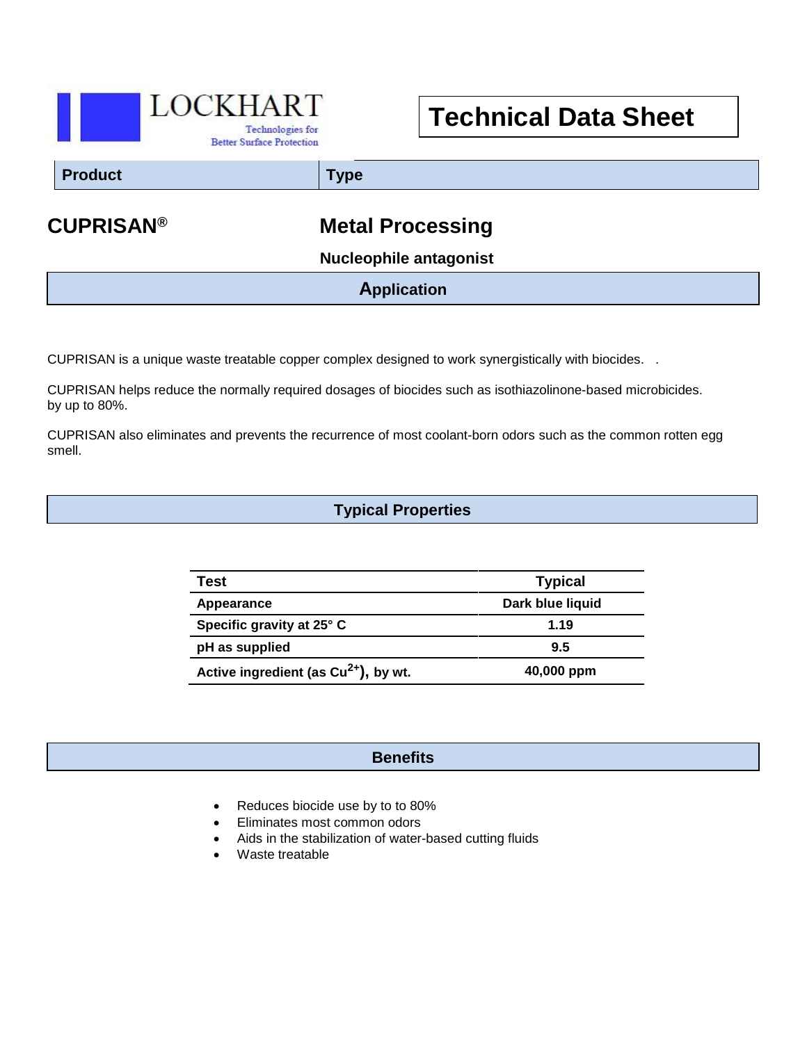LOCKHART

Technologies for Better Surface Protection

# Technical Data Sheet

| Product | Type |
| --- | --- |

## CUPRISAN®

## Metal Processing

### Nucleophile antagonist

## Application

CUPRISAN is a unique waste treatable copper complex designed to work synergistically with biocides. .

CUPRISAN helps reduce the normally required dosages of biocides such as isothiazolinone-based microbicides. by up to 80%.

CUPRISAN also eliminates and prevents the recurrence of most coolant-born odors such as the common rotten egg smell.

## Typical Properties

| Test | Typical |
| --- | --- |
| Appearance | Dark blue liquid |
| Specific gravity at 25° C | 1.19 |
| pH as supplied | 9.5 |
| Active ingredient (as $Cu^{2+}$), by wt. | 40,000 ppm |

## Benefits

- Reduces biocide use by to to 80%
- Eliminates most common odors
- Aids in the stabilization of water-based cutting fluids
- Waste treatable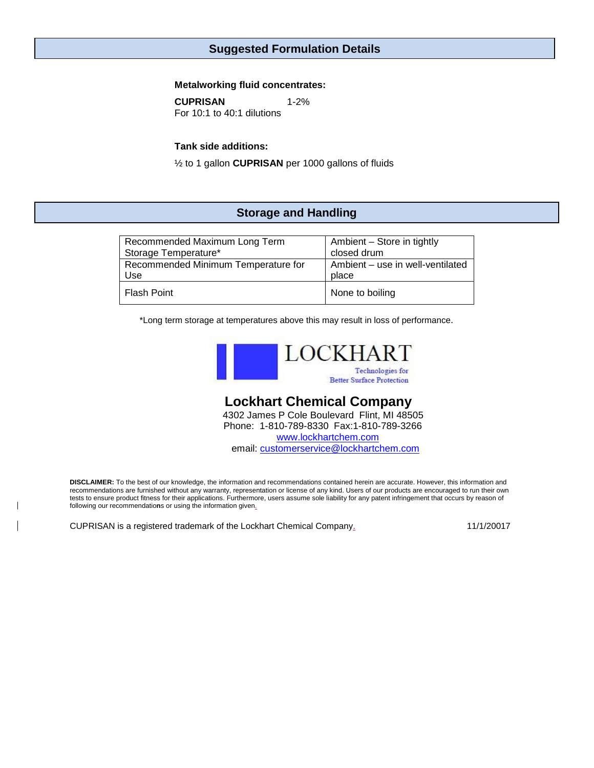## Suggested Formulation Details

**Metalworking fluid concentrates:**

**CUPRISAN** 1-2%
For 10:1 to 40:1 dilutions

**Tank side additions:**

½ to 1 gallon **CUPRISAN** per 1000 gallons of fluids

## Storage and Handling

| | |
|---|---|
| Recommended Maximum Long Term Storage Temperature* | Ambient – Store in tightly closed drum |
| Recommended Minimum Temperature for Use | Ambient – use in well-ventilated place |
| Flash Point | None to boiling |

*Long term storage at temperatures above this may result in loss of performance.

LOCKHART
Technologies for Better Surface Protection

**Lockhart Chemical Company**
4302 James P Cole Boulevard Flint, MI 48505
Phone: 1-810-789-8330 Fax:1-810-789-3266
www.lockhartchem.com
email: customerservice@lockhartchem.com

**DISCLAIMER:** To the best of our knowledge, the information and recommendations contained herein are accurate. However, this information and recommendations are furnished without any warranty, representation or license of any kind. Users of our products are encouraged to run their own tests to ensure product fitness for their applications. Furthermore, users assume sole liability for any patent infringement that occurs by reason of following our recommendations or using the information given.

CUPRISAN is a registered trademark of the Lockhart Chemical Company. 11/1/20017